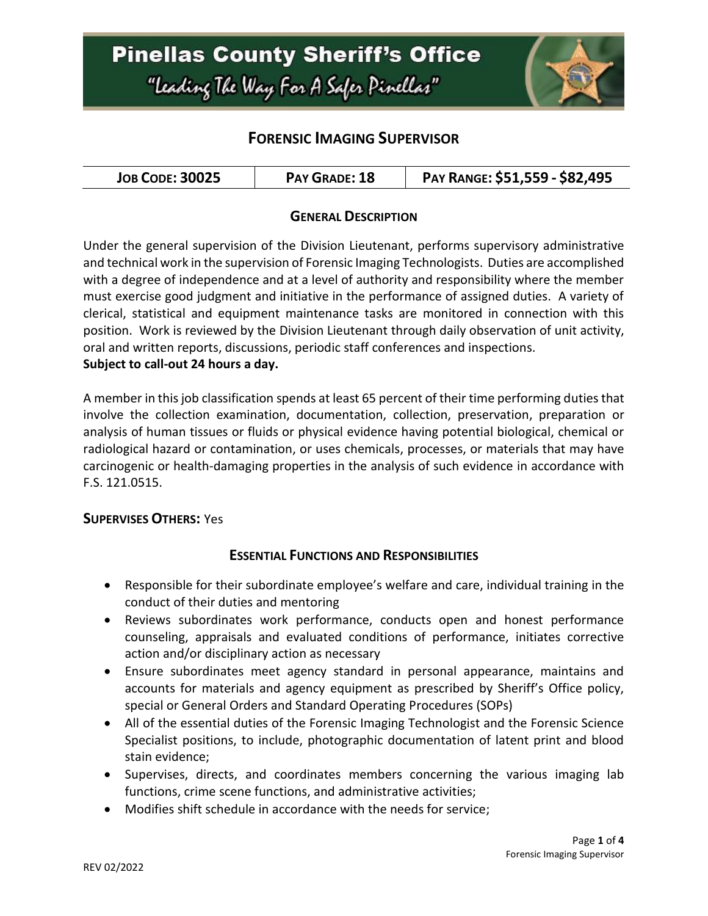# Pinellas County Sheriff's Office

*"Leading The Way For A Safer Pinellas"*

## FORENSIC IMAGING SUPERVISOR

| JOB CODE: 30025 | PAY GRADE: 18 | PAY RANGE: $51,559 - $82,495 |
| --- | --- | --- |

### GENERAL DESCRIPTION

Under the general supervision of the Division Lieutenant, performs supervisory administrative and technical work in the supervision of Forensic Imaging Technologists. Duties are accomplished with a degree of independence and at a level of authority and responsibility where the member must exercise good judgment and initiative in the performance of assigned duties. A variety of clerical, statistical and equipment maintenance tasks are monitored in connection with this position. Work is reviewed by the Division Lieutenant through daily observation of unit activity, oral and written reports, discussions, periodic staff conferences and inspections.
**Subject to call-out 24 hours a day.**

A member in this job classification spends at least 65 percent of their time performing duties that involve the collection examination, documentation, collection, preservation, preparation or analysis of human tissues or fluids or physical evidence having potential biological, chemical or radiological hazard or contamination, or uses chemicals, processes, or materials that may have carcinogenic or health-damaging properties in the analysis of such evidence in accordance with F.S. 121.0515.

**SUPERVISES OTHERS:** Yes

### ESSENTIAL FUNCTIONS AND RESPONSIBILITIES

- Responsible for their subordinate employee's welfare and care, individual training in the conduct of their duties and mentoring
- Reviews subordinates work performance, conducts open and honest performance counseling, appraisals and evaluated conditions of performance, initiates corrective action and/or disciplinary action as necessary
- Ensure subordinates meet agency standard in personal appearance, maintains and accounts for materials and agency equipment as prescribed by Sheriff's Office policy, special or General Orders and Standard Operating Procedures (SOPs)
- All of the essential duties of the Forensic Imaging Technologist and the Forensic Science Specialist positions, to include, photographic documentation of latent print and blood stain evidence;
- Supervises, directs, and coordinates members concerning the various imaging lab functions, crime scene functions, and administrative activities;
- Modifies shift schedule in accordance with the needs for service;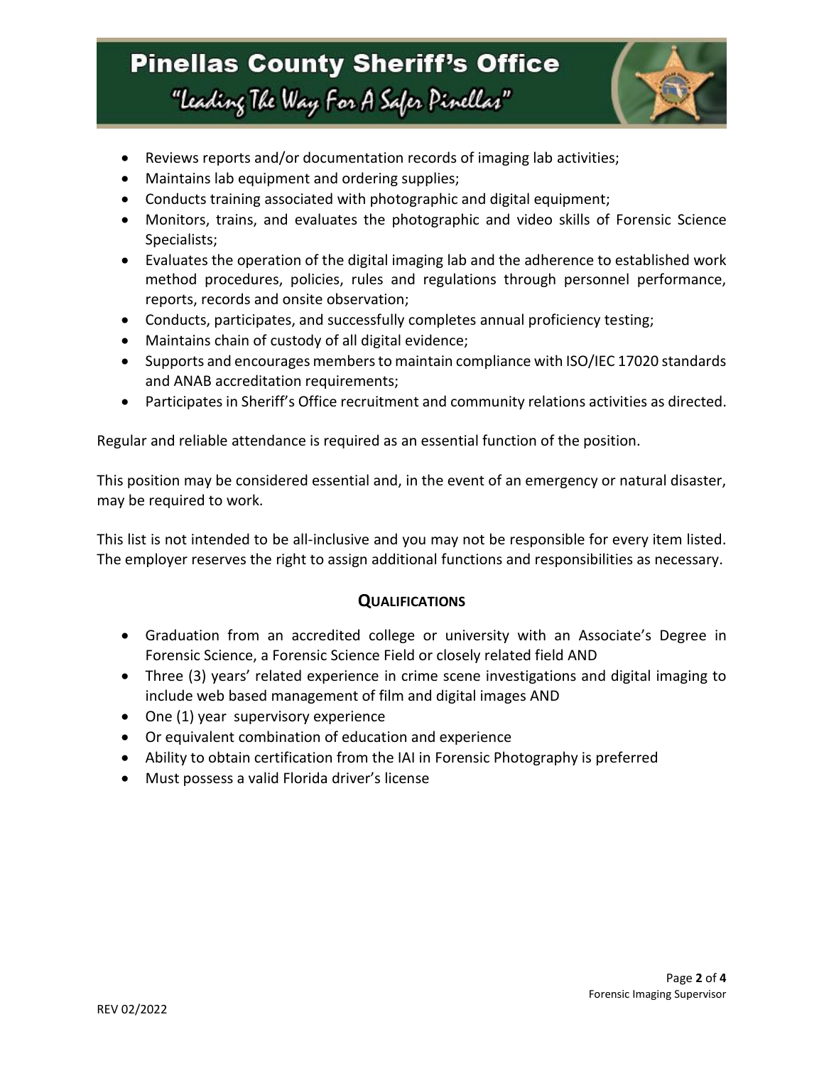- Reviews reports and/or documentation records of imaging lab activities;
- Maintains lab equipment and ordering supplies;
- Conducts training associated with photographic and digital equipment;
- Monitors, trains, and evaluates the photographic and video skills of Forensic Science Specialists;
- Evaluates the operation of the digital imaging lab and the adherence to established work method procedures, policies, rules and regulations through personnel performance, reports, records and onsite observation;
- Conducts, participates, and successfully completes annual proficiency testing;
- Maintains chain of custody of all digital evidence;
- Supports and encourages members to maintain compliance with ISO/IEC 17020 standards and ANAB accreditation requirements;
- Participates in Sheriff's Office recruitment and community relations activities as directed.

Regular and reliable attendance is required as an essential function of the position.

This position may be considered essential and, in the event of an emergency or natural disaster, may be required to work.

This list is not intended to be all-inclusive and you may not be responsible for every item listed. The employer reserves the right to assign additional functions and responsibilities as necessary.

## QUALIFICATIONS

- Graduation from an accredited college or university with an Associate's Degree in Forensic Science, a Forensic Science Field or closely related field AND
- Three (3) years' related experience in crime scene investigations and digital imaging to include web based management of film and digital images AND
- One (1) year supervisory experience
- Or equivalent combination of education and experience
- Ability to obtain certification from the IAI in Forensic Photography is preferred
- Must possess a valid Florida driver's license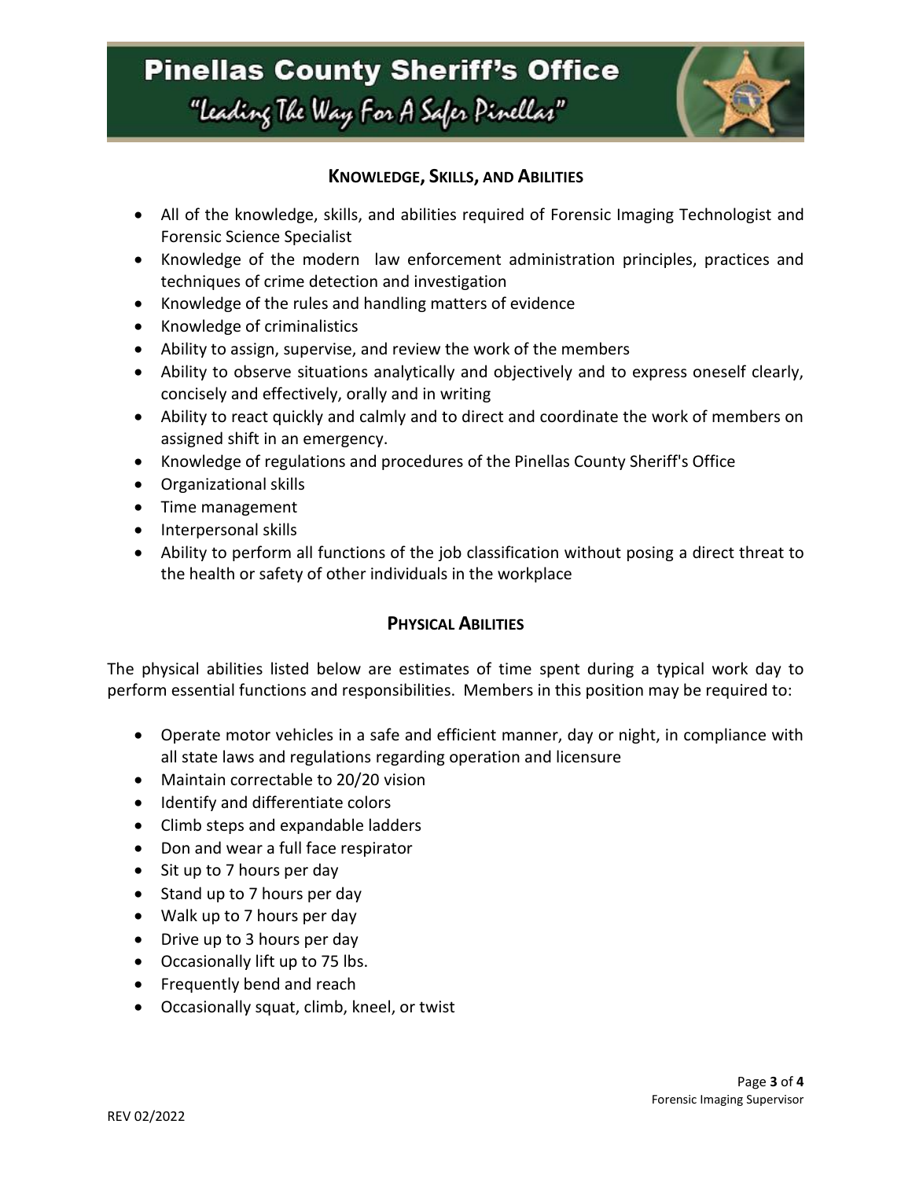## Knowledge, Skills, and Abilities

- All of the knowledge, skills, and abilities required of Forensic Imaging Technologist and Forensic Science Specialist
- Knowledge of the modern law enforcement administration principles, practices and techniques of crime detection and investigation
- Knowledge of the rules and handling matters of evidence
- Knowledge of criminalistics
- Ability to assign, supervise, and review the work of the members
- Ability to observe situations analytically and objectively and to express oneself clearly, concisely and effectively, orally and in writing
- Ability to react quickly and calmly and to direct and coordinate the work of members on assigned shift in an emergency.
- Knowledge of regulations and procedures of the Pinellas County Sheriff's Office
- Organizational skills
- Time management
- Interpersonal skills
- Ability to perform all functions of the job classification without posing a direct threat to the health or safety of other individuals in the workplace

## Physical Abilities

The physical abilities listed below are estimates of time spent during a typical work day to perform essential functions and responsibilities. Members in this position may be required to:

- Operate motor vehicles in a safe and efficient manner, day or night, in compliance with all state laws and regulations regarding operation and licensure
- Maintain correctable to 20/20 vision
- Identify and differentiate colors
- Climb steps and expandable ladders
- Don and wear a full face respirator
- Sit up to 7 hours per day
- Stand up to 7 hours per day
- Walk up to 7 hours per day
- Drive up to 3 hours per day
- Occasionally lift up to 75 lbs.
- Frequently bend and reach
- Occasionally squat, climb, kneel, or twist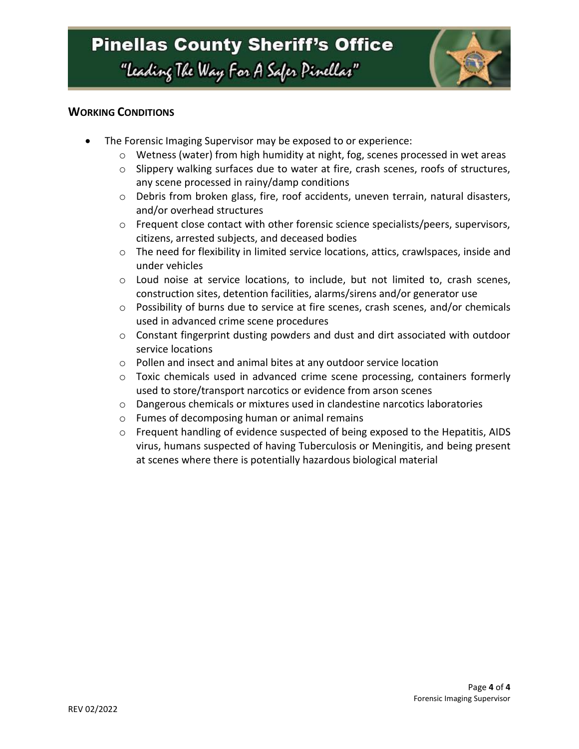## WORKING CONDITIONS

- The Forensic Imaging Supervisor may be exposed to or experience:
  - Wetness (water) from high humidity at night, fog, scenes processed in wet areas
  - Slippery walking surfaces due to water at fire, crash scenes, roofs of structures, any scene processed in rainy/damp conditions
  - Debris from broken glass, fire, roof accidents, uneven terrain, natural disasters, and/or overhead structures
  - Frequent close contact with other forensic science specialists/peers, supervisors, citizens, arrested subjects, and deceased bodies
  - The need for flexibility in limited service locations, attics, crawlspaces, inside and under vehicles
  - Loud noise at service locations, to include, but not limited to, crash scenes, construction sites, detention facilities, alarms/sirens and/or generator use
  - Possibility of burns due to service at fire scenes, crash scenes, and/or chemicals used in advanced crime scene procedures
  - Constant fingerprint dusting powders and dust and dirt associated with outdoor service locations
  - Pollen and insect and animal bites at any outdoor service location
  - Toxic chemicals used in advanced crime scene processing, containers formerly used to store/transport narcotics or evidence from arson scenes
  - Dangerous chemicals or mixtures used in clandestine narcotics laboratories
  - Fumes of decomposing human or animal remains
  - Frequent handling of evidence suspected of being exposed to the Hepatitis, AIDS virus, humans suspected of having Tuberculosis or Meningitis, and being present at scenes where there is potentially hazardous biological material

REV 02/2022